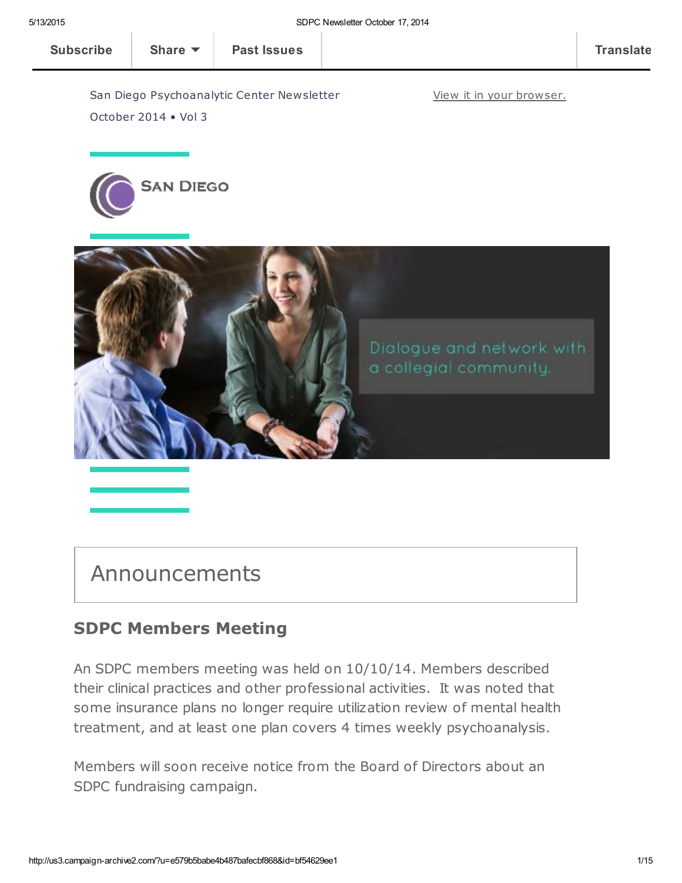Subscribe | Share | Past Issues | Translate

San Diego Psychoanalytic Center Newsletter

October 2014 • Vol 3

View it in your browser.

San Diego

Dialogue and network with a collegial community.

# Announcements

## SDPC Members Meeting

An SDPC members meeting was held on 10/10/14. Members described their clinical practices and other professional activities. It was noted that some insurance plans no longer require utilization review of mental health treatment, and at least one plan covers 4 times weekly psychoanalysis.

Members will soon receive notice from the Board of Directors about an SDPC fundraising campaign.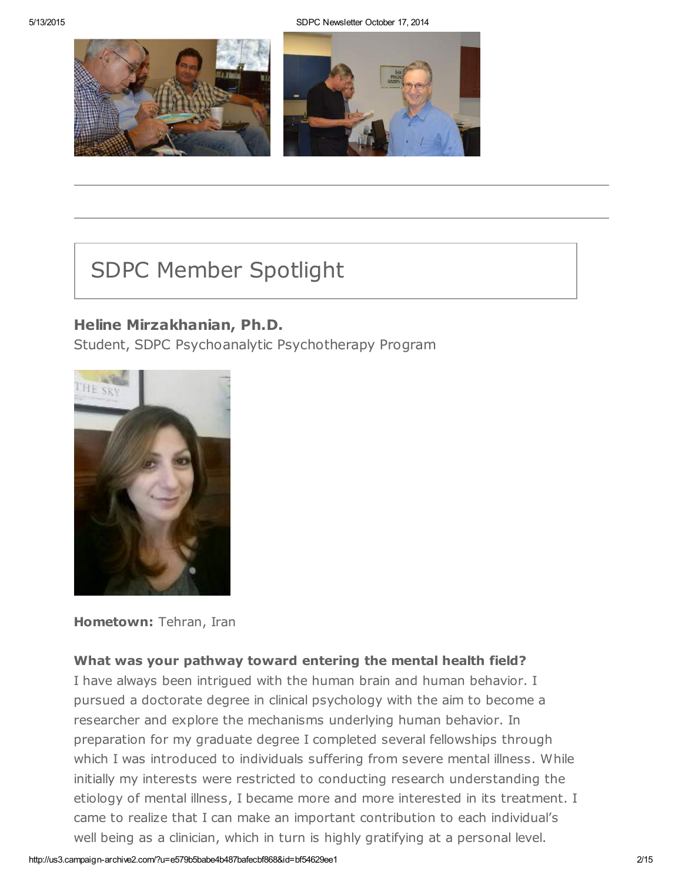## SDPC Member Spotlight

### Heline Mirzakhanian, Ph.D.

Student, SDPC Psychoanalytic Psychotherapy Program

**Hometown:** Tehran, Iran

**What was your pathway toward entering the mental health field?**

I have always been intrigued with the human brain and human behavior. I pursued a doctorate degree in clinical psychology with the aim to become a researcher and explore the mechanisms underlying human behavior. In preparation for my graduate degree I completed several fellowships through which I was introduced to individuals suffering from severe mental illness. While initially my interests were restricted to conducting research understanding the etiology of mental illness, I became more and more interested in its treatment. I came to realize that I can make an important contribution to each individual's well being as a clinician, which in turn is highly gratifying at a personal level.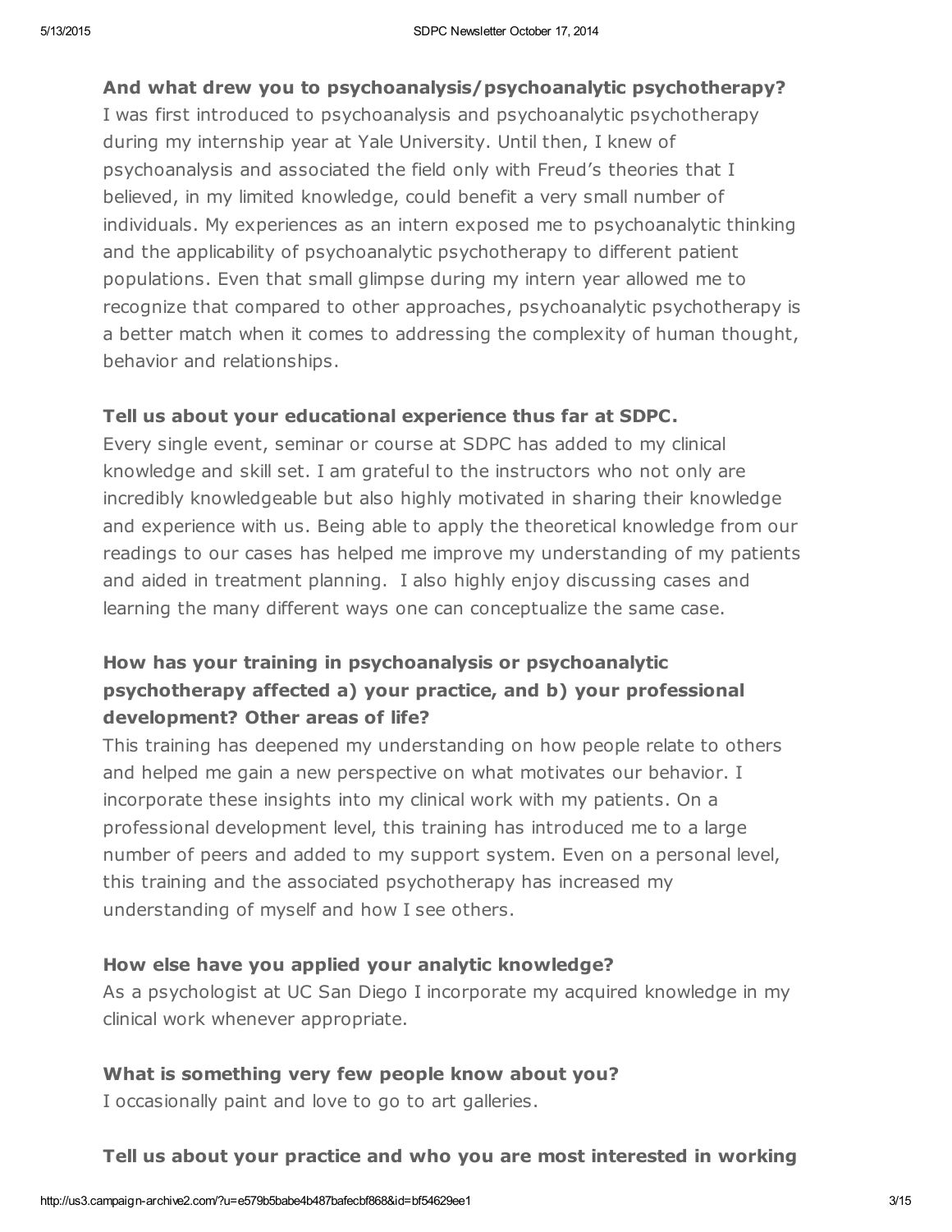**And what drew you to psychoanalysis/psychoanalytic psychotherapy?**

I was first introduced to psychoanalysis and psychoanalytic psychotherapy during my internship year at Yale University. Until then, I knew of psychoanalysis and associated the field only with Freud's theories that I believed, in my limited knowledge, could benefit a very small number of individuals. My experiences as an intern exposed me to psychoanalytic thinking and the applicability of psychoanalytic psychotherapy to different patient populations. Even that small glimpse during my intern year allowed me to recognize that compared to other approaches, psychoanalytic psychotherapy is a better match when it comes to addressing the complexity of human thought, behavior and relationships.

**Tell us about your educational experience thus far at SDPC.**

Every single event, seminar or course at SDPC has added to my clinical knowledge and skill set. I am grateful to the instructors who not only are incredibly knowledgeable but also highly motivated in sharing their knowledge and experience with us. Being able to apply the theoretical knowledge from our readings to our cases has helped me improve my understanding of my patients and aided in treatment planning. I also highly enjoy discussing cases and learning the many different ways one can conceptualize the same case.

**How has your training in psychoanalysis or psychoanalytic psychotherapy affected a) your practice, and b) your professional development? Other areas of life?**

This training has deepened my understanding on how people relate to others and helped me gain a new perspective on what motivates our behavior. I incorporate these insights into my clinical work with my patients. On a professional development level, this training has introduced me to a large number of peers and added to my support system. Even on a personal level, this training and the associated psychotherapy has increased my understanding of myself and how I see others.

**How else have you applied your analytic knowledge?**

As a psychologist at UC San Diego I incorporate my acquired knowledge in my clinical work whenever appropriate.

**What is something very few people know about you?**

I occasionally paint and love to go to art galleries.

**Tell us about your practice and who you are most interested in working**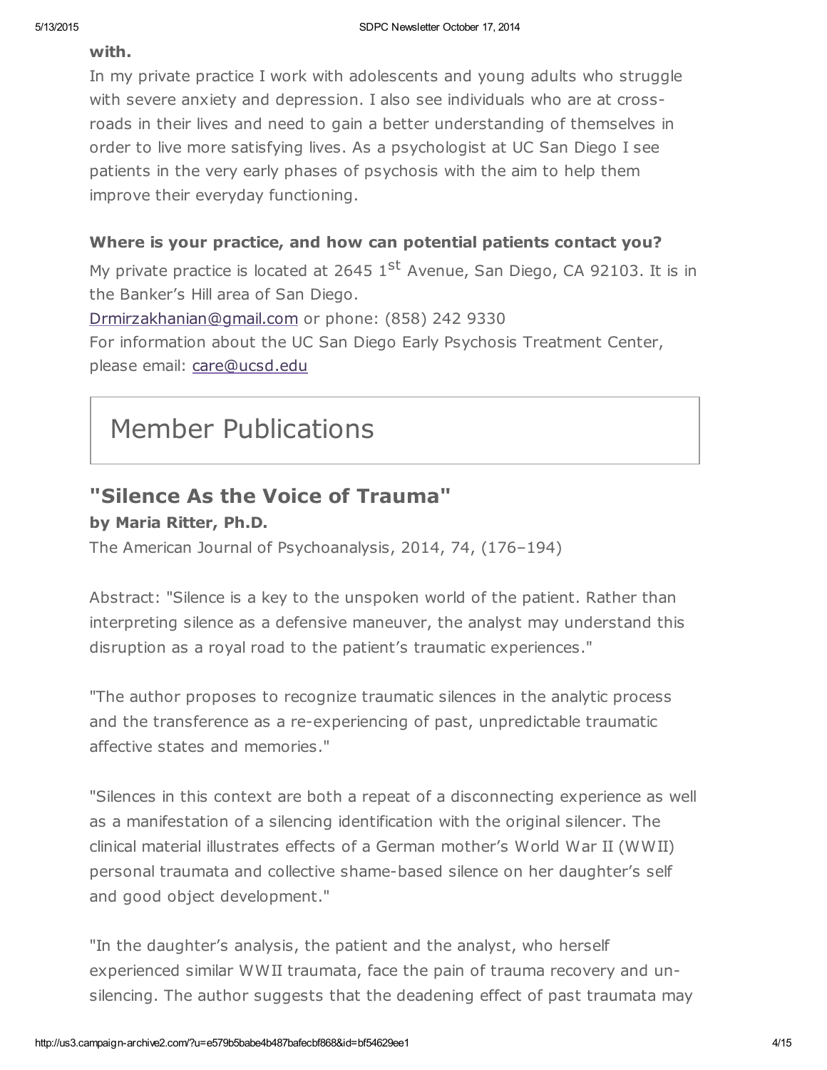**with.**

In my private practice I work with adolescents and young adults who struggle with severe anxiety and depression. I also see individuals who are at cross-roads in their lives and need to gain a better understanding of themselves in order to live more satisfying lives. As a psychologist at UC San Diego I see patients in the very early phases of psychosis with the aim to help them improve their everyday functioning.

**Where is your practice, and how can potential patients contact you?**

My private practice is located at 2645 1st Avenue, San Diego, CA 92103. It is in the Banker's Hill area of San Diego.

Drmirzakhanian@gmail.com or phone: (858) 242 9330

For information about the UC San Diego Early Psychosis Treatment Center, please email: care@ucsd.edu

# Member Publications

## "Silence As the Voice of Trauma"

**by Maria Ritter, Ph.D.**

The American Journal of Psychoanalysis, 2014, 74, (176–194)

Abstract: "Silence is a key to the unspoken world of the patient. Rather than interpreting silence as a defensive maneuver, the analyst may understand this disruption as a royal road to the patient's traumatic experiences."

"The author proposes to recognize traumatic silences in the analytic process and the transference as a re-experiencing of past, unpredictable traumatic affective states and memories."

"Silences in this context are both a repeat of a disconnecting experience as well as a manifestation of a silencing identification with the original silencer. The clinical material illustrates effects of a German mother's World War II (WWII) personal traumata and collective shame-based silence on her daughter's self and good object development."

"In the daughter's analysis, the patient and the analyst, who herself experienced similar WWII traumata, face the pain of trauma recovery and un-silencing. The author suggests that the deadening effect of past traumata may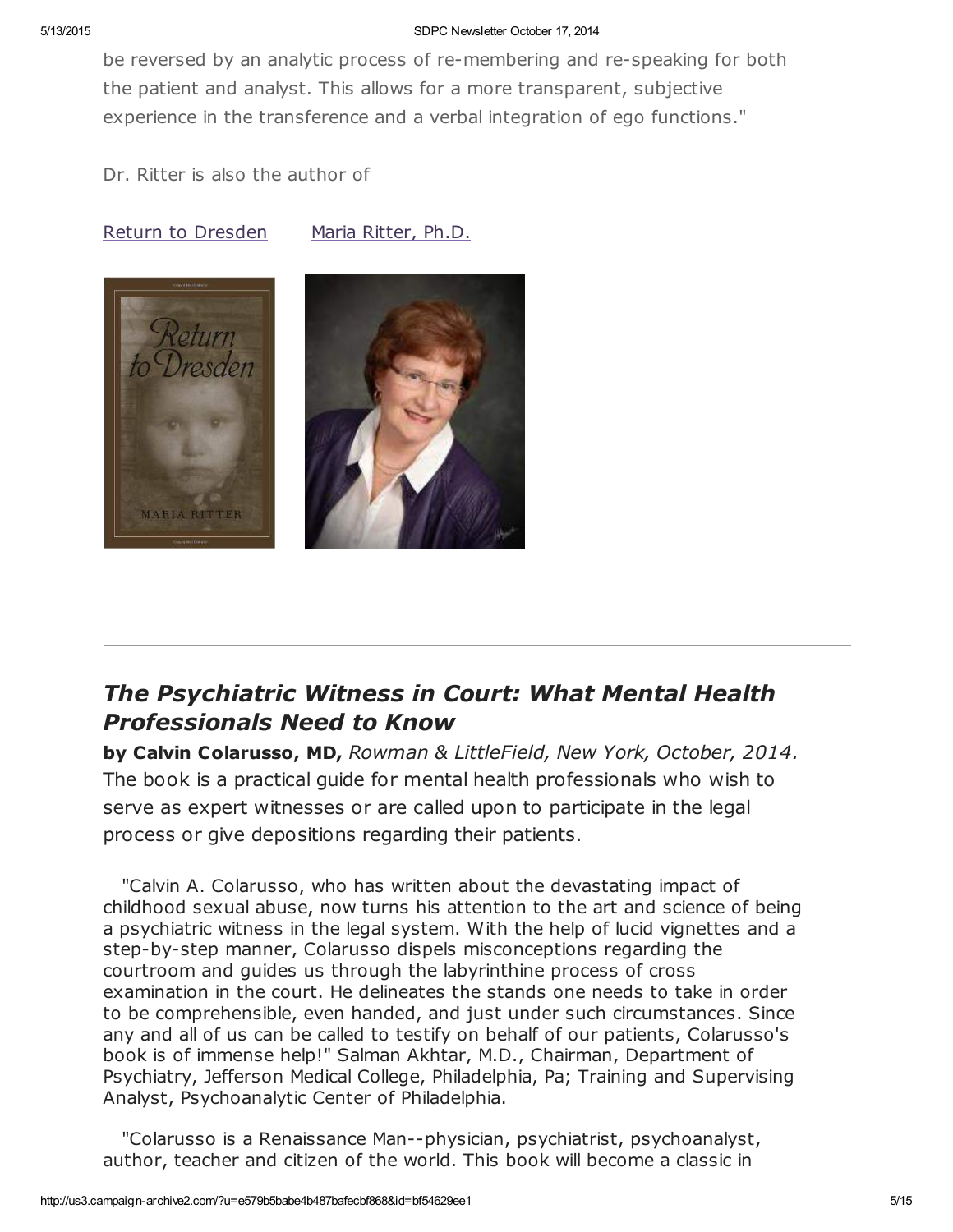be reversed by an analytic process of re-membering and re-speaking for both the patient and analyst. This allows for a more transparent, subjective experience in the transference and a verbal integration of ego functions."

Dr. Ritter is also the author of

Return to Dresden     Maria Ritter, Ph.D.

---

## *The Psychiatric Witness in Court: What Mental Health Professionals Need to Know*

**by Calvin Colarusso, MD,** *Rowman & LittleField, New York, October, 2014.* The book is a practical guide for mental health professionals who wish to serve as expert witnesses or are called upon to participate in the legal process or give depositions regarding their patients.

"Calvin A. Colarusso, who has written about the devastating impact of childhood sexual abuse, now turns his attention to the art and science of being a psychiatric witness in the legal system. With the help of lucid vignettes and a step-by-step manner, Colarusso dispels misconceptions regarding the courtroom and guides us through the labyrinthine process of cross examination in the court. He delineates the stands one needs to take in order to be comprehensible, even handed, and just under such circumstances. Since any and all of us can be called to testify on behalf of our patients, Colarusso's book is of immense help!" Salman Akhtar, M.D., Chairman, Department of Psychiatry, Jefferson Medical College, Philadelphia, Pa; Training and Supervising Analyst, Psychoanalytic Center of Philadelphia.

"Colarusso is a Renaissance Man--physician, psychiatrist, psychoanalyst, author, teacher and citizen of the world. This book will become a classic in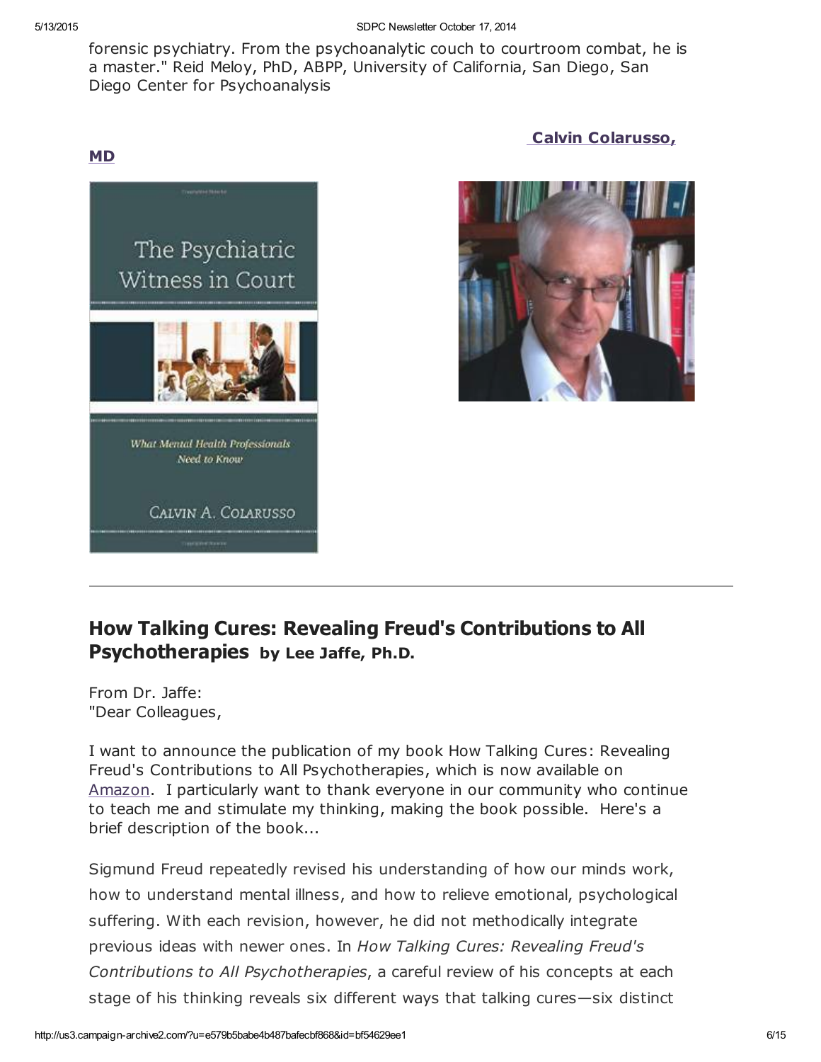forensic psychiatry. From the psychoanalytic couch to courtroom combat, he is a master." Reid Meloy, PhD, ABPP, University of California, San Diego, San Diego Center for Psychoanalysis

**Calvin Colarusso, MD**

---

## How Talking Cures: Revealing Freud's Contributions to All Psychotherapies by Lee Jaffe, Ph.D.

From Dr. Jaffe:
"Dear Colleagues,

I want to announce the publication of my book How Talking Cures: Revealing Freud's Contributions to All Psychotherapies, which is now available on Amazon. I particularly want to thank everyone in our community who continue to teach me and stimulate my thinking, making the book possible. Here's a brief description of the book...

Sigmund Freud repeatedly revised his understanding of how our minds work, how to understand mental illness, and how to relieve emotional, psychological suffering. With each revision, however, he did not methodically integrate previous ideas with newer ones. In *How Talking Cures: Revealing Freud's Contributions to All Psychotherapies*, a careful review of his concepts at each stage of his thinking reveals six different ways that talking cures—six distinct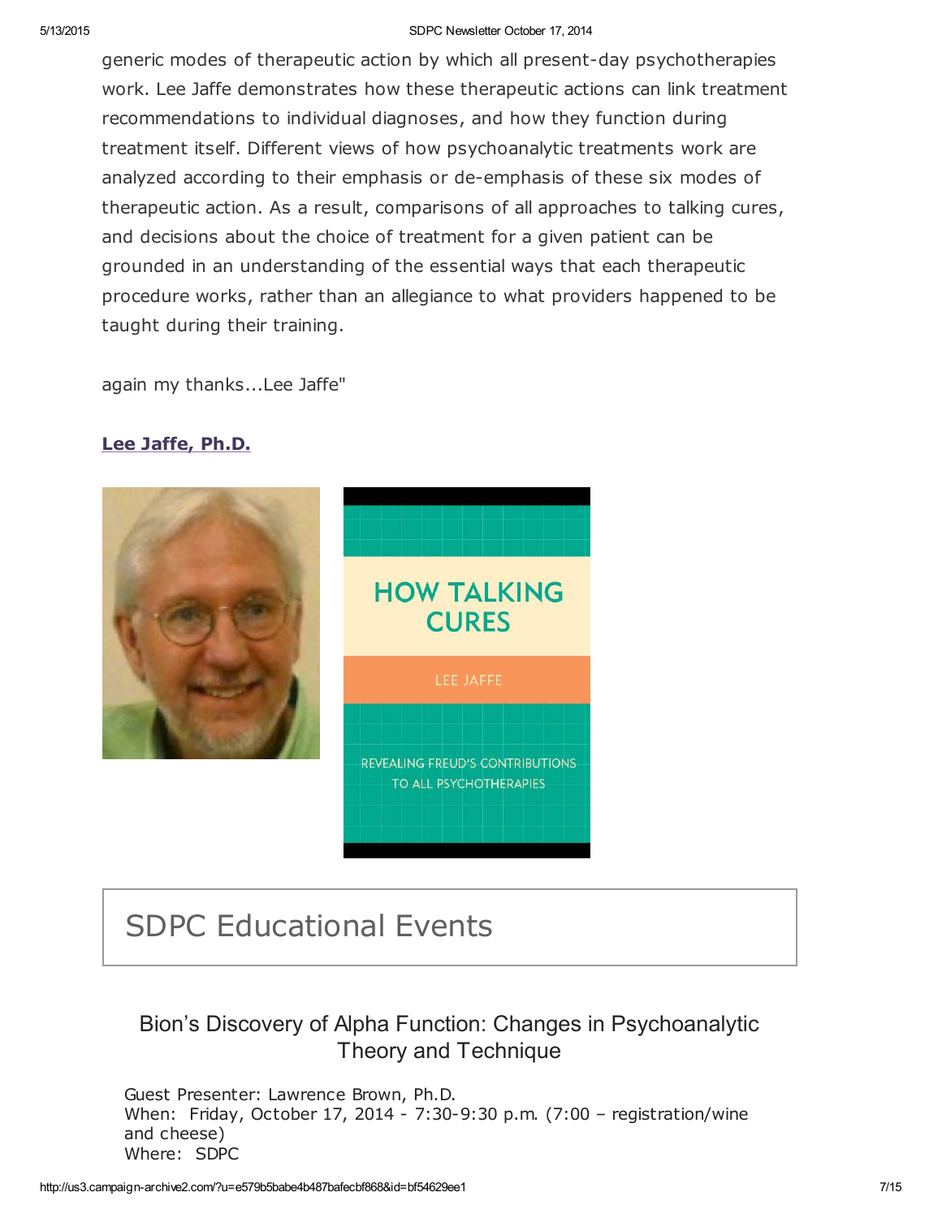generic modes of therapeutic action by which all present-day psychotherapies work. Lee Jaffe demonstrates how these therapeutic actions can link treatment recommendations to individual diagnoses, and how they function during treatment itself. Different views of how psychoanalytic treatments work are analyzed according to their emphasis or de-emphasis of these six modes of therapeutic action. As a result, comparisons of all approaches to talking cures, and decisions about the choice of treatment for a given patient can be grounded in an understanding of the essential ways that each therapeutic procedure works, rather than an allegiance to what providers happened to be taught during their training.

again my thanks...Lee Jaffe"

**Lee Jaffe, Ph.D.**

## SDPC Educational Events

### Bion's Discovery of Alpha Function: Changes in Psychoanalytic Theory and Technique

Guest Presenter: Lawrence Brown, Ph.D.
When: Friday, October 17, 2014 - 7:30-9:30 p.m. (7:00 – registration/wine and cheese)
Where: SDPC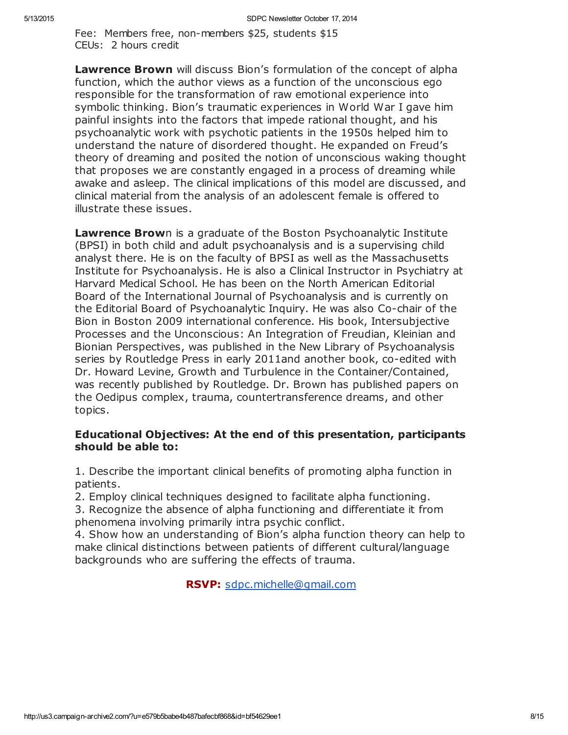Fee: Members free, non-members $25, students $15
CEUs: 2 hours credit

**Lawrence Brown** will discuss Bion's formulation of the concept of alpha function, which the author views as a function of the unconscious ego responsible for the transformation of raw emotional experience into symbolic thinking. Bion's traumatic experiences in World War I gave him painful insights into the factors that impede rational thought, and his psychoanalytic work with psychotic patients in the 1950s helped him to understand the nature of disordered thought. He expanded on Freud's theory of dreaming and posited the notion of unconscious waking thought that proposes we are constantly engaged in a process of dreaming while awake and asleep. The clinical implications of this model are discussed, and clinical material from the analysis of an adolescent female is offered to illustrate these issues.

**Lawrence Brow**n is a graduate of the Boston Psychoanalytic Institute (BPSI) in both child and adult psychoanalysis and is a supervising child analyst there. He is on the faculty of BPSI as well as the Massachusetts Institute for Psychoanalysis. He is also a Clinical Instructor in Psychiatry at Harvard Medical School. He has been on the North American Editorial Board of the International Journal of Psychoanalysis and is currently on the Editorial Board of Psychoanalytic Inquiry. He was also Co-chair of the Bion in Boston 2009 international conference. His book, Intersubjective Processes and the Unconscious: An Integration of Freudian, Kleinian and Bionian Perspectives, was published in the New Library of Psychoanalysis series by Routledge Press in early 2011and another book, co-edited with Dr. Howard Levine, Growth and Turbulence in the Container/Contained, was recently published by Routledge. Dr. Brown has published papers on the Oedipus complex, trauma, countertransference dreams, and other topics.

**Educational Objectives: At the end of this presentation, participants should be able to:**

1. Describe the important clinical benefits of promoting alpha function in patients.
2. Employ clinical techniques designed to facilitate alpha functioning.
3. Recognize the absence of alpha functioning and differentiate it from phenomena involving primarily intra psychic conflict.
4. Show how an understanding of Bion's alpha function theory can help to make clinical distinctions between patients of different cultural/language backgrounds who are suffering the effects of trauma.

**RSVP:** sdpc.michelle@gmail.com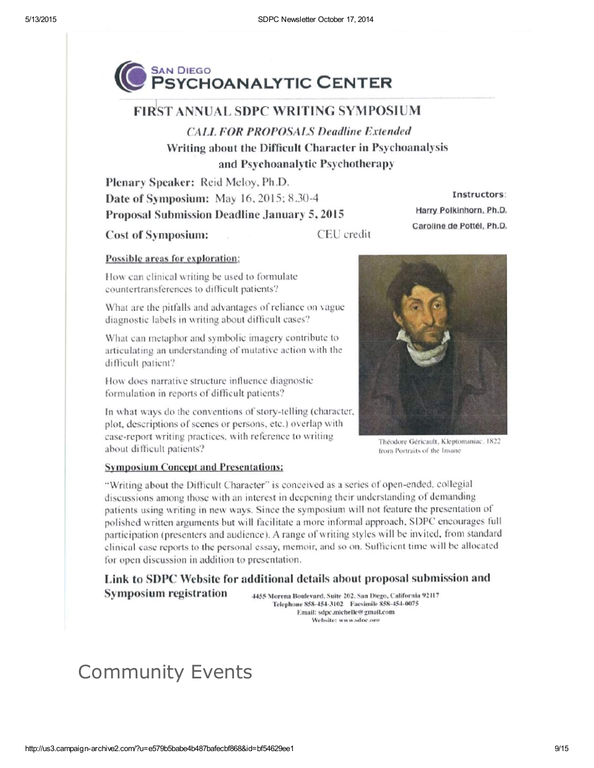# SAN DIEGO PSYCHOANALYTIC CENTER

## FIRST ANNUAL SDPC WRITING SYMPOSIUM

***CALL FOR PROPOSALS Deadline Extended***

**Writing about the Difficult Character in Psychoanalysis and Psychoanalytic Psychotherapy**

**Plenary Speaker:** Reid Meloy, Ph.D.

**Date of Symposium:** May 16, 2015; 8.30-4

**Proposal Submission Deadline January 5, 2015**

**Cost of Symposium:** CEU credit

**Instructors:**
Harry Polkinhorn, Ph.D.
Caroline de Pottél, Ph.D.

**Possible areas for exploration:**

How can clinical writing be used to formulate countertransferences to difficult patients?

What are the pitfalls and advantages of reliance on vague diagnostic labels in writing about difficult cases?

What can metaphor and symbolic imagery contribute to articulating an understanding of mutative action with the difficult patient?

How does narrative structure influence diagnostic formulation in reports of difficult patients?

In what ways do the conventions of story-telling (character, plot, descriptions of scenes or persons, etc.) overlap with case-report writing practices, with reference to writing about difficult patients?

Théodore Géricault, Kleptomaniac, 1822 from Portraits of the Insane

**Symposium Concept and Presentations:**

"Writing about the Difficult Character" is conceived as a series of open-ended, collegial discussions among those with an interest in deepening their understanding of demanding patients using writing in new ways. Since the symposium will not feature the presentation of polished written arguments but will facilitate a more informal approach, SDPC encourages full participation (presenters and audience). A range of writing styles will be invited, from standard clinical case reports to the personal essay, memoir, and so on. Sufficient time will be allocated for open discussion in addition to presentation.

**Link to SDPC Website for additional details about proposal submission and Symposium registration**

4455 Morena Boulevard, Suite 202, San Diego, California 92117
Telephone 858-454-3102 Facsimile 858-454-0075
Email: sdpc.michelle@gmail.com
Website: www.sdpc.org

# Community Events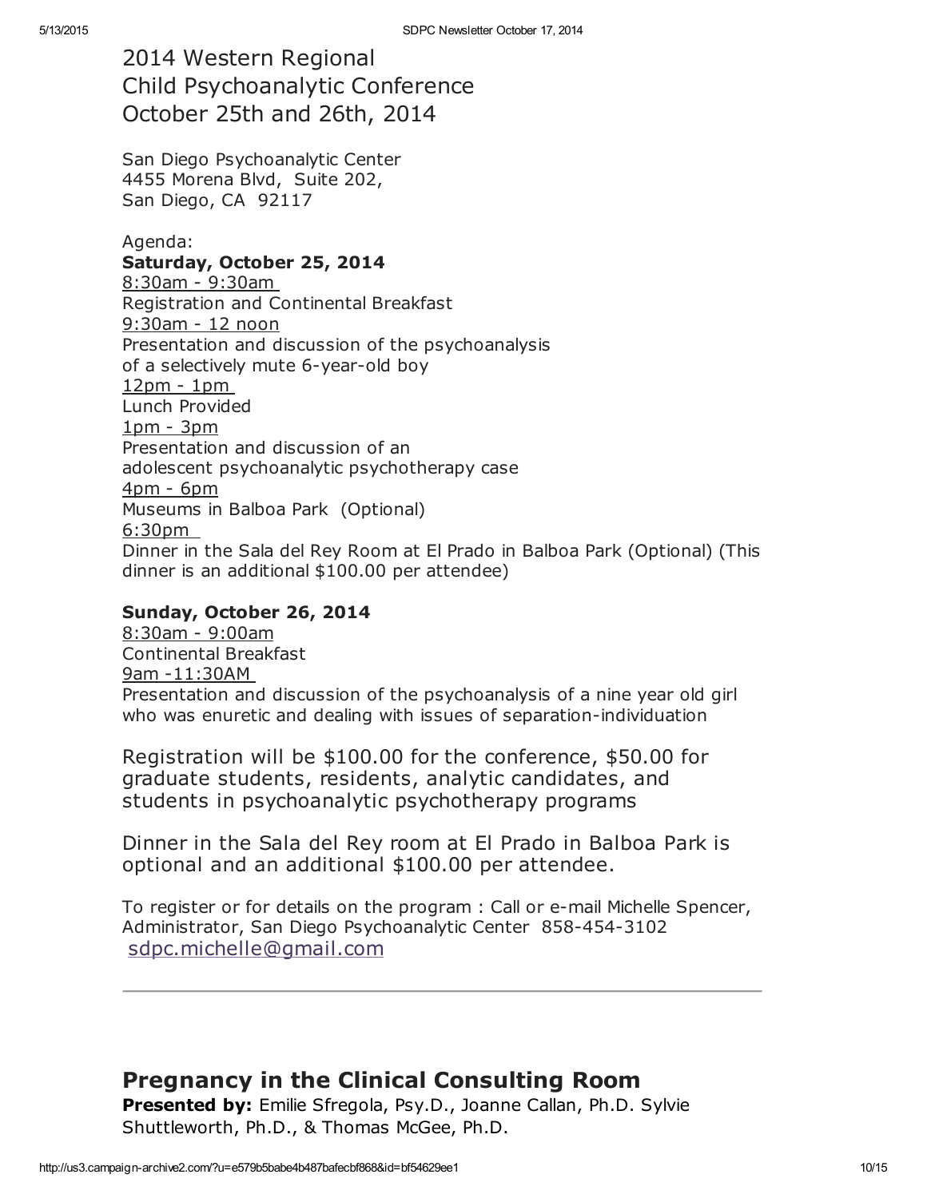## 2014 Western Regional Child Psychoanalytic Conference October 25th and 26th, 2014

San Diego Psychoanalytic Center
4455 Morena Blvd, Suite 202,
San Diego, CA 92117

Agenda:

**Saturday, October 25, 2014**

8:30am - 9:30am
Registration and Continental Breakfast

9:30am - 12 noon
Presentation and discussion of the psychoanalysis of a selectively mute 6-year-old boy

12pm - 1pm
Lunch Provided

1pm - 3pm
Presentation and discussion of an adolescent psychoanalytic psychotherapy case

4pm - 6pm
Museums in Balboa Park (Optional)

6:30pm
Dinner in the Sala del Rey Room at El Prado in Balboa Park (Optional) (This dinner is an additional $100.00 per attendee)

**Sunday, October 26, 2014**

8:30am - 9:00am
Continental Breakfast

9am -11:30AM
Presentation and discussion of the psychoanalysis of a nine year old girl who was enuretic and dealing with issues of separation-individuation

Registration will be $100.00 for the conference, $50.00 for graduate students, residents, analytic candidates, and students in psychoanalytic psychotherapy programs

Dinner in the Sala del Rey room at El Prado in Balboa Park is optional and an additional $100.00 per attendee.

To register or for details on the program : Call or e-mail Michelle Spencer, Administrator, San Diego Psychoanalytic Center 858-454-3102
sdpc.michelle@gmail.com

---

## Pregnancy in the Clinical Consulting Room

**Presented by:** Emilie Sfregola, Psy.D., Joanne Callan, Ph.D. Sylvie Shuttleworth, Ph.D., & Thomas McGee, Ph.D.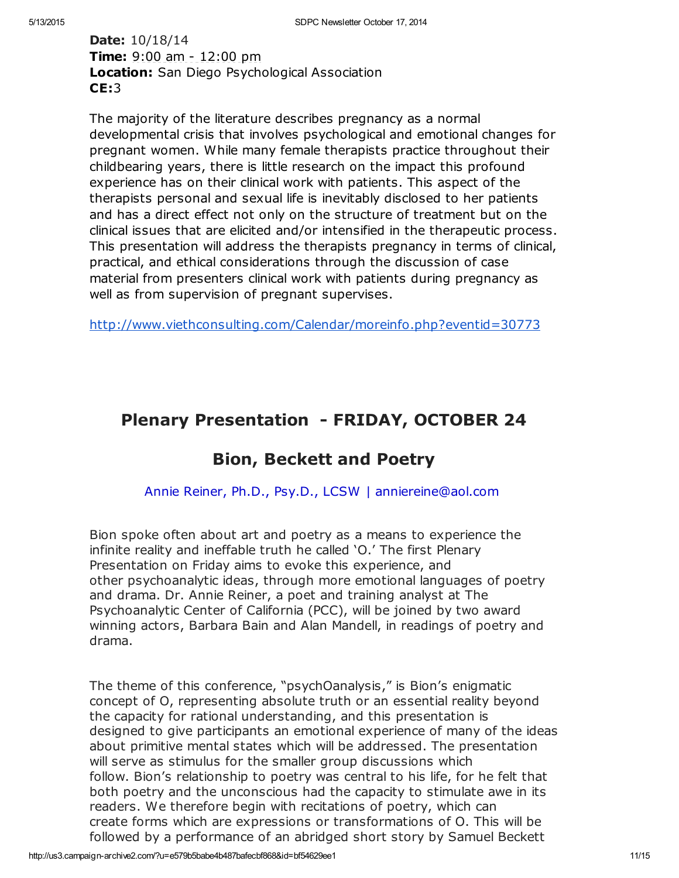**Date:** 10/18/14  
**Time:** 9:00 am - 12:00 pm  
**Location:** San Diego Psychological Association  
**CE:**3

The majority of the literature describes pregnancy as a normal developmental crisis that involves psychological and emotional changes for pregnant women. While many female therapists practice throughout their childbearing years, there is little research on the impact this profound experience has on their clinical work with patients. This aspect of the therapists personal and sexual life is inevitably disclosed to her patients and has a direct effect not only on the structure of treatment but on the clinical issues that are elicited and/or intensified in the therapeutic process. This presentation will address the therapists pregnancy in terms of clinical, practical, and ethical considerations through the discussion of case material from presenters clinical work with patients during pregnancy as well as from supervision of pregnant supervises.

http://www.viethconsulting.com/Calendar/moreinfo.php?eventid=30773

## Plenary Presentation - FRIDAY, OCTOBER 24

## Bion, Beckett and Poetry

Annie Reiner, Ph.D., Psy.D., LCSW | anniereine@aol.com

Bion spoke often about art and poetry as a means to experience the infinite reality and ineffable truth he called 'O.' The first Plenary Presentation on Friday aims to evoke this experience, and other psychoanalytic ideas, through more emotional languages of poetry and drama. Dr. Annie Reiner, a poet and training analyst at The Psychoanalytic Center of California (PCC), will be joined by two award winning actors, Barbara Bain and Alan Mandell, in readings of poetry and drama.

The theme of this conference, "psychOanalysis," is Bion's enigmatic concept of O, representing absolute truth or an essential reality beyond the capacity for rational understanding, and this presentation is designed to give participants an emotional experience of many of the ideas about primitive mental states which will be addressed. The presentation will serve as stimulus for the smaller group discussions which follow. Bion's relationship to poetry was central to his life, for he felt that both poetry and the unconscious had the capacity to stimulate awe in its readers. We therefore begin with recitations of poetry, which can create forms which are expressions or transformations of O. This will be followed by a performance of an abridged short story by Samuel Beckett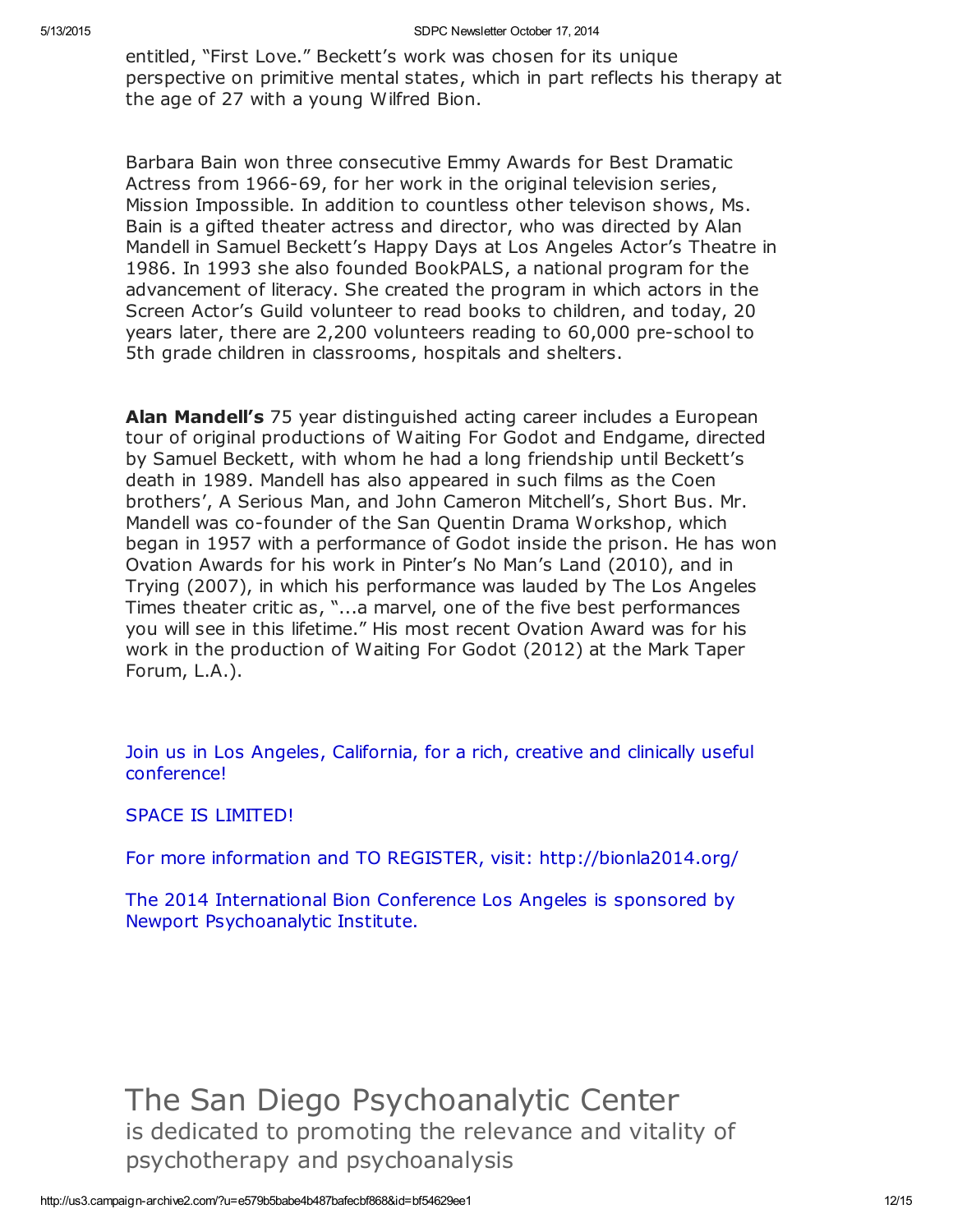entitled, "First Love." Beckett's work was chosen for its unique perspective on primitive mental states, which in part reflects his therapy at the age of 27 with a young Wilfred Bion.

Barbara Bain won three consecutive Emmy Awards for Best Dramatic Actress from 1966-69, for her work in the original television series, Mission Impossible. In addition to countless other televison shows, Ms. Bain is a gifted theater actress and director, who was directed by Alan Mandell in Samuel Beckett's Happy Days at Los Angeles Actor's Theatre in 1986. In 1993 she also founded BookPALS, a national program for the advancement of literacy. She created the program in which actors in the Screen Actor's Guild volunteer to read books to children, and today, 20 years later, there are 2,200 volunteers reading to 60,000 pre-school to 5th grade children in classrooms, hospitals and shelters.

**Alan Mandell's** 75 year distinguished acting career includes a European tour of original productions of Waiting For Godot and Endgame, directed by Samuel Beckett, with whom he had a long friendship until Beckett's death in 1989. Mandell has also appeared in such films as the Coen brothers', A Serious Man, and John Cameron Mitchell's, Short Bus. Mr. Mandell was co-founder of the San Quentin Drama Workshop, which began in 1957 with a performance of Godot inside the prison. He has won Ovation Awards for his work in Pinter's No Man's Land (2010), and in Trying (2007), in which his performance was lauded by The Los Angeles Times theater critic as, "...a marvel, one of the five best performances you will see in this lifetime." His most recent Ovation Award was for his work in the production of Waiting For Godot (2012) at the Mark Taper Forum, L.A.).

Join us in Los Angeles, California, for a rich, creative and clinically useful conference!

SPACE IS LIMITED!

For more information and TO REGISTER, visit: http://bionla2014.org/

The 2014 International Bion Conference Los Angeles is sponsored by Newport Psychoanalytic Institute.

# The San Diego Psychoanalytic Center

is dedicated to promoting the relevance and vitality of psychotherapy and psychoanalysis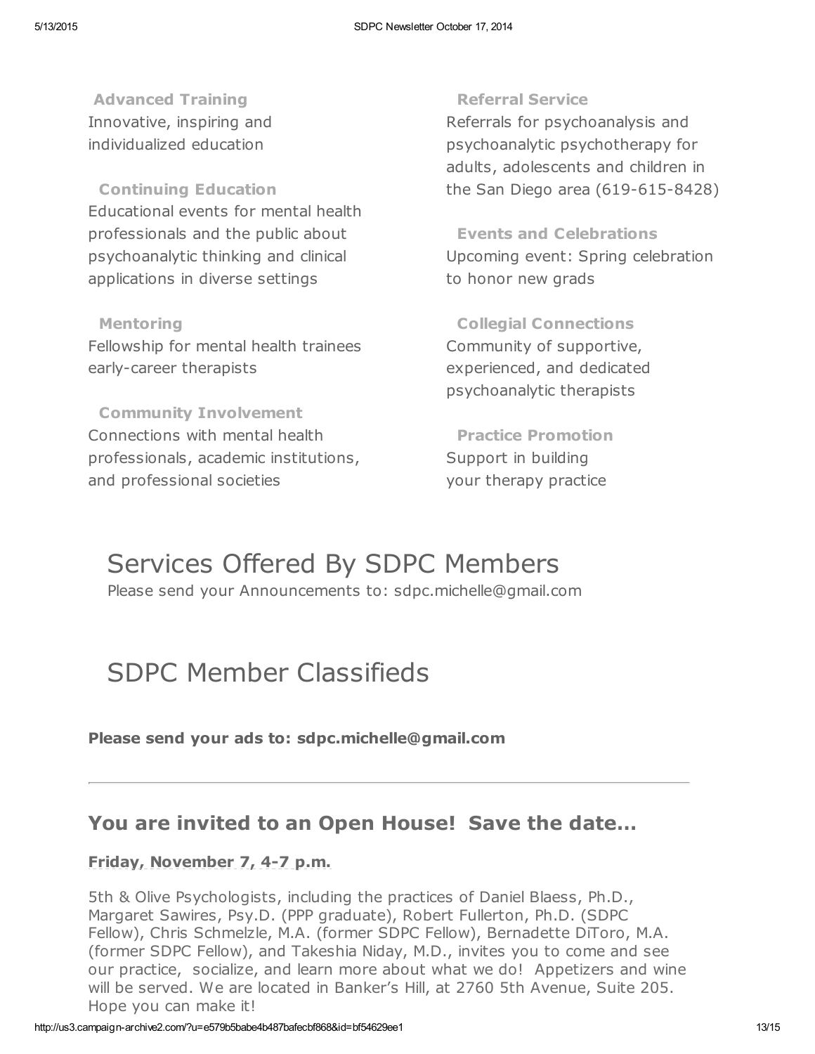**Advanced Training**
Innovative, inspiring and individualized education

**Continuing Education**
Educational events for mental health professionals and the public about psychoanalytic thinking and clinical applications in diverse settings

**Mentoring**
Fellowship for mental health trainees early-career therapists

**Community Involvement**
Connections with mental health professionals, academic institutions, and professional societies

**Referral Service**
Referrals for psychoanalysis and psychoanalytic psychotherapy for adults, adolescents and children in the San Diego area (619-615-8428)

**Events and Celebrations**
Upcoming event: Spring celebration to honor new grads

**Collegial Connections**
Community of supportive, experienced, and dedicated psychoanalytic therapists

**Practice Promotion**
Support in building your therapy practice

# Services Offered By SDPC Members

Please send your Announcements to: sdpc.michelle@gmail.com

# SDPC Member Classifieds

**Please send your ads to: sdpc.michelle@gmail.com**

---

## You are invited to an Open House! Save the date...

**Friday, November 7, 4-7 p.m.**

5th & Olive Psychologists, including the practices of Daniel Blaess, Ph.D., Margaret Sawires, Psy.D. (PPP graduate), Robert Fullerton, Ph.D. (SDPC Fellow), Chris Schmelzle, M.A. (former SDPC Fellow), Bernadette DiToro, M.A. (former SDPC Fellow), and Takeshia Niday, M.D., invites you to come and see our practice, socialize, and learn more about what we do! Appetizers and wine will be served. We are located in Banker's Hill, at 2760 5th Avenue, Suite 205. Hope you can make it!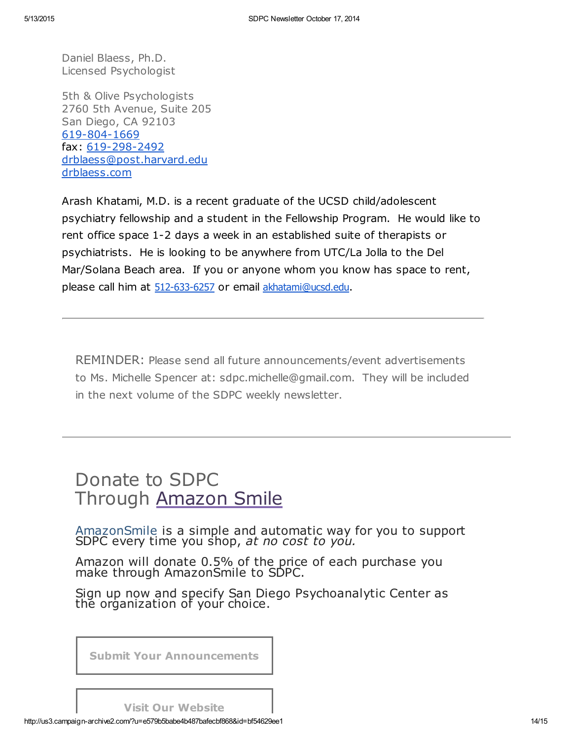Daniel Blaess, Ph.D.
Licensed Psychologist

5th & Olive Psychologists
2760 5th Avenue, Suite 205
San Diego, CA 92103
619-804-1669
fax: 619-298-2492
drblaess@post.harvard.edu
drblaess.com

Arash Khatami, M.D. is a recent graduate of the UCSD child/adolescent psychiatry fellowship and a student in the Fellowship Program. He would like to rent office space 1-2 days a week in an established suite of therapists or psychiatrists. He is looking to be anywhere from UTC/La Jolla to the Del Mar/Solana Beach area. If you or anyone whom you know has space to rent, please call him at 512-633-6257 or email akhatami@ucsd.edu.

---

REMINDER: Please send all future announcements/event advertisements to Ms. Michelle Spencer at: sdpc.michelle@gmail.com. They will be included in the next volume of the SDPC weekly newsletter.

---

## Donate to SDPC Through Amazon Smile

AmazonSmile is a simple and automatic way for you to support SDPC every time you shop, *at no cost to you.*

Amazon will donate 0.5% of the price of each purchase you make through AmazonSmile to SDPC.

Sign up now and specify San Diego Psychoanalytic Center as the organization of your choice.

**Submit Your Announcements**

**Visit Our Website**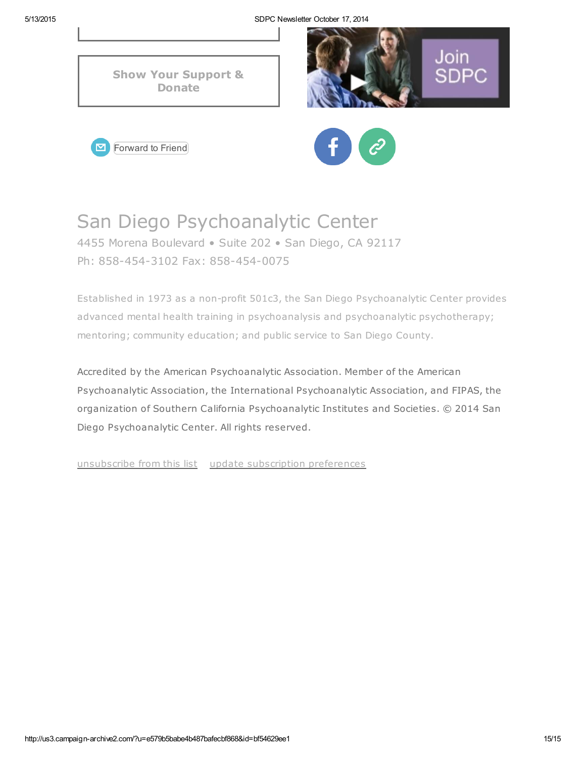Show Your Support & Donate

Join SDPC

Forward to Friend

# San Diego Psychoanalytic Center

4455 Morena Boulevard • Suite 202 • San Diego, CA 92117

Ph: 858-454-3102 Fax: 858-454-0075

Established in 1973 as a non-profit 501c3, the San Diego Psychoanalytic Center provides advanced mental health training in psychoanalysis and psychoanalytic psychotherapy; mentoring; community education; and public service to San Diego County.

Accredited by the American Psychoanalytic Association. Member of the American Psychoanalytic Association, the International Psychoanalytic Association, and FIPAS, the organization of Southern California Psychoanalytic Institutes and Societies. © 2014 San Diego Psychoanalytic Center. All rights reserved.

unsubscribe from this list    update subscription preferences